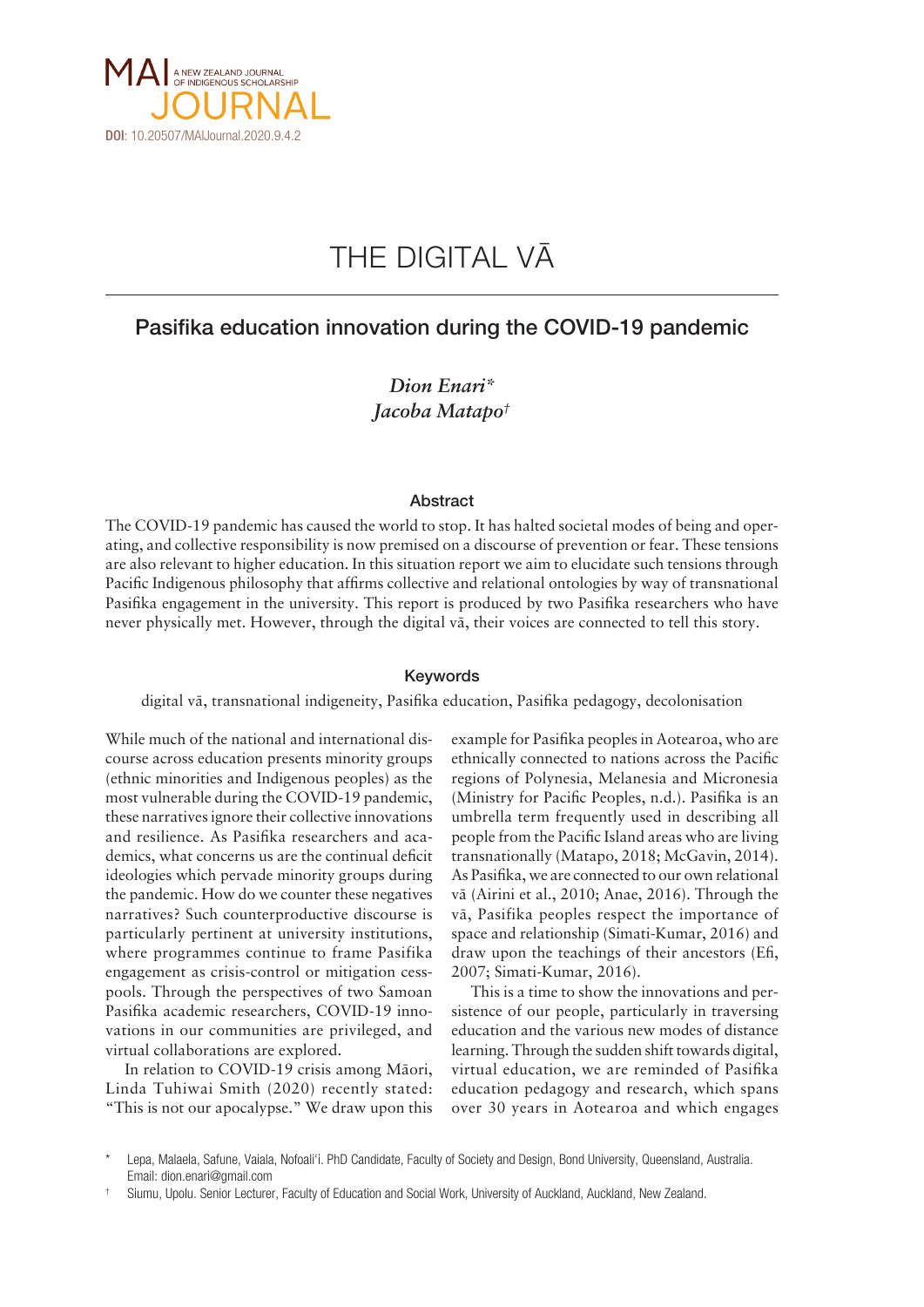DOI: 10.20507/MAIJournal.2020.9.4.2

# THE DIGITAL VĀ

## Pasifika education innovation during the COVID-19 pandemic

*Dion Enari**
*Jacoba Matapo†*

### Abstract

The COVID-19 pandemic has caused the world to stop. It has halted societal modes of being and operating, and collective responsibility is now premised on a discourse of prevention or fear. These tensions are also relevant to higher education. In this situation report we aim to elucidate such tensions through Pacific Indigenous philosophy that affirms collective and relational ontologies by way of transnational Pasifika engagement in the university. This report is produced by two Pasifika researchers who have never physically met. However, through the digital vā, their voices are connected to tell this story.

### Keywords

digital vā, transnational indigeneity, Pasifika education, Pasifika pedagogy, decolonisation

While much of the national and international discourse across education presents minority groups (ethnic minorities and Indigenous peoples) as the most vulnerable during the COVID-19 pandemic, these narratives ignore their collective innovations and resilience. As Pasifika researchers and academics, what concerns us are the continual deficit ideologies which pervade minority groups during the pandemic. How do we counter these negatives narratives? Such counterproductive discourse is particularly pertinent at university institutions, where programmes continue to frame Pasifika engagement as crisis-control or mitigation cesspools. Through the perspectives of two Samoan Pasifika academic researchers, COVID-19 innovations in our communities are privileged, and virtual collaborations are explored.

In relation to COVID-19 crisis among Māori, Linda Tuhiwai Smith (2020) recently stated: "This is not our apocalypse." We draw upon this example for Pasifika peoples in Aotearoa, who are ethnically connected to nations across the Pacific regions of Polynesia, Melanesia and Micronesia (Ministry for Pacific Peoples, n.d.). Pasifika is an umbrella term frequently used in describing all people from the Pacific Island areas who are living transnationally (Matapo, 2018; McGavin, 2014). As Pasifika, we are connected to our own relational vā (Airini et al., 2010; Anae, 2016). Through the vā, Pasifika peoples respect the importance of space and relationship (Simati-Kumar, 2016) and draw upon the teachings of their ancestors (Efi, 2007; Simati-Kumar, 2016).

This is a time to show the innovations and persistence of our people, particularly in traversing education and the various new modes of distance learning. Through the sudden shift towards digital, virtual education, we are reminded of Pasifika education pedagogy and research, which spans over 30 years in Aotearoa and which engages

\* Lepa, Malaela, Safune, Vaiala, Nofoali'i. PhD Candidate, Faculty of Society and Design, Bond University, Queensland, Australia. Email: dion.enari@gmail.com

† Siumu, Upolu. Senior Lecturer, Faculty of Education and Social Work, University of Auckland, Auckland, New Zealand.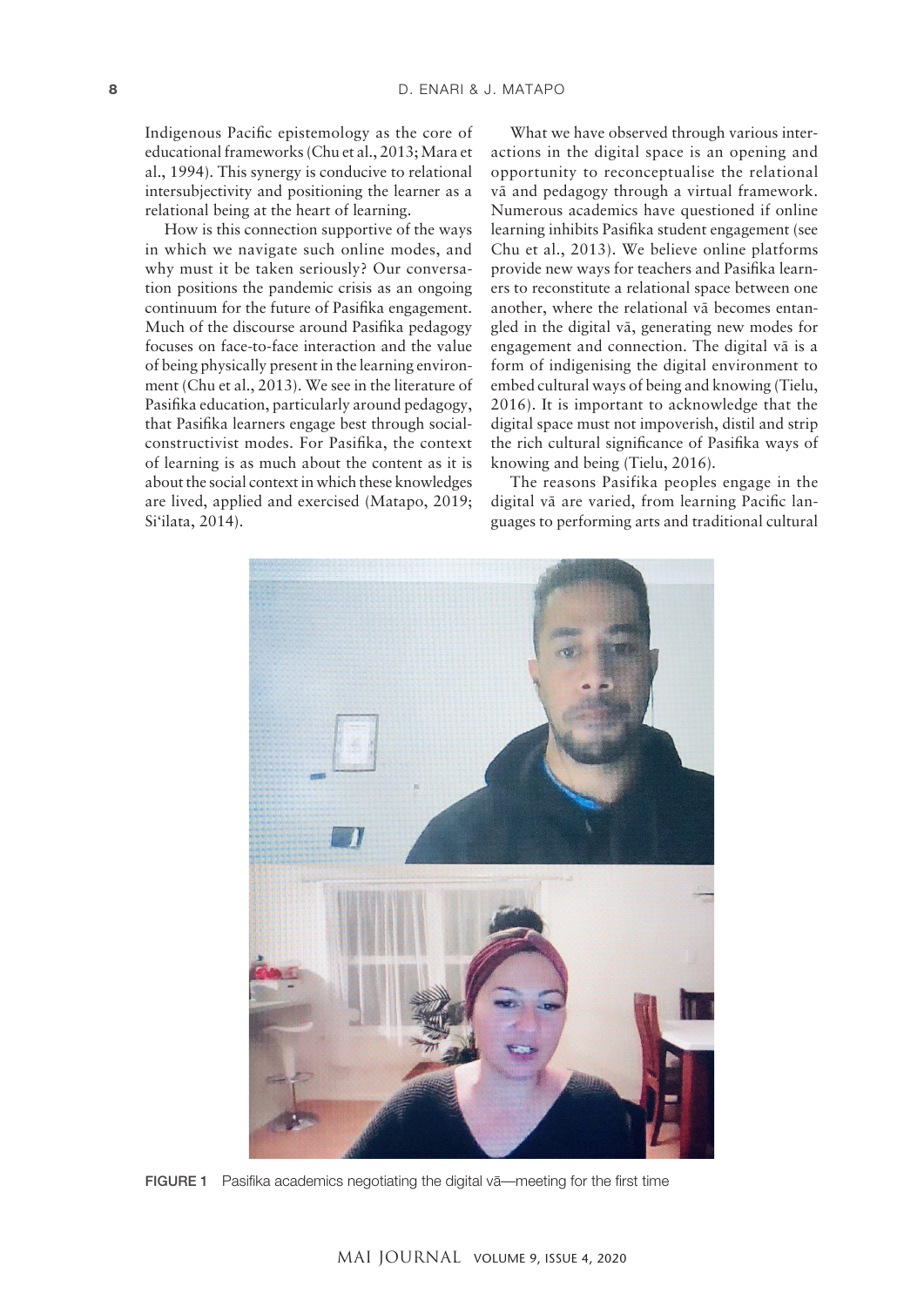Indigenous Pacific epistemology as the core of educational frameworks (Chu et al., 2013; Mara et al., 1994). This synergy is conducive to relational intersubjectivity and positioning the learner as a relational being at the heart of learning.

How is this connection supportive of the ways in which we navigate such online modes, and why must it be taken seriously? Our conversation positions the pandemic crisis as an ongoing continuum for the future of Pasifika engagement. Much of the discourse around Pasifika pedagogy focuses on face-to-face interaction and the value of being physically present in the learning environment (Chu et al., 2013). We see in the literature of Pasifika education, particularly around pedagogy, that Pasifika learners engage best through social-constructivist modes. For Pasifika, the context of learning is as much about the content as it is about the social context in which these knowledges are lived, applied and exercised (Matapo, 2019; Si'ilata, 2014).

What we have observed through various interactions in the digital space is an opening and opportunity to reconceptualise the relational vā and pedagogy through a virtual framework. Numerous academics have questioned if online learning inhibits Pasifika student engagement (see Chu et al., 2013). We believe online platforms provide new ways for teachers and Pasifika learners to reconstitute a relational space between one another, where the relational vā becomes entangled in the digital vā, generating new modes for engagement and connection. The digital vā is a form of indigenising the digital environment to embed cultural ways of being and knowing (Tielu, 2016). It is important to acknowledge that the digital space must not impoverish, distil and strip the rich cultural significance of Pasifika ways of knowing and being (Tielu, 2016).

The reasons Pasifika peoples engage in the digital vā are varied, from learning Pacific languages to performing arts and traditional cultural

FIGURE 1 Pasifika academics negotiating the digital vā—meeting for the first time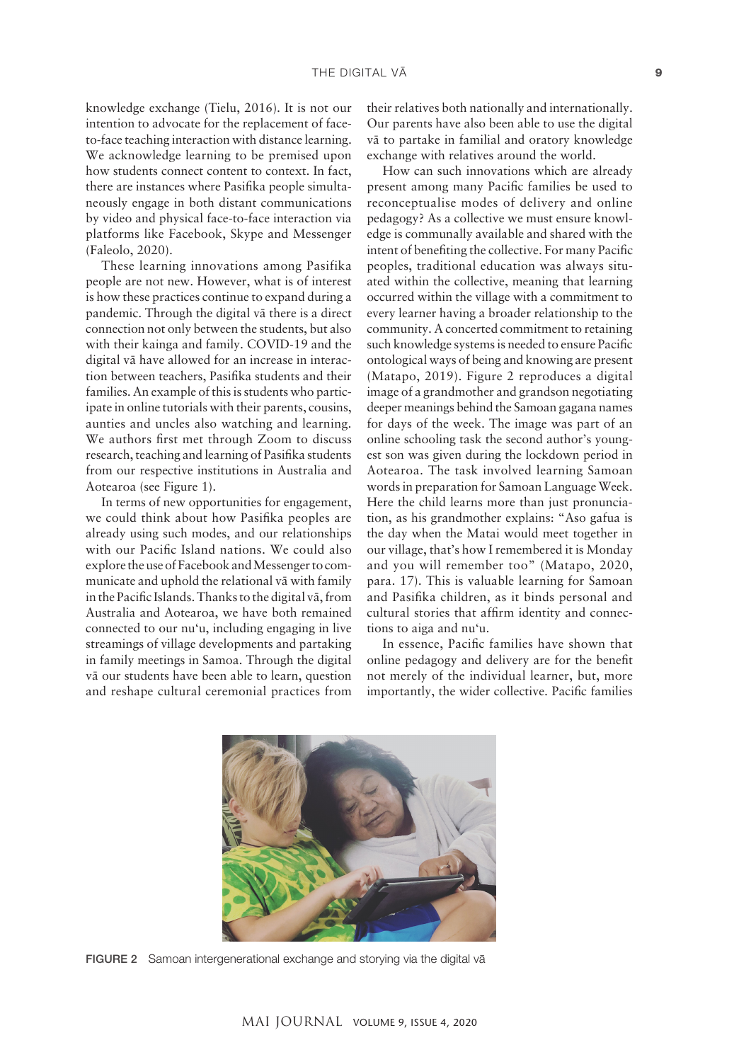knowledge exchange (Tielu, 2016). It is not our intention to advocate for the replacement of face-to-face teaching interaction with distance learning. We acknowledge learning to be premised upon how students connect content to context. In fact, there are instances where Pasifika people simultaneously engage in both distant communications by video and physical face-to-face interaction via platforms like Facebook, Skype and Messenger (Faleolo, 2020).

These learning innovations among Pasifika people are not new. However, what is of interest is how these practices continue to expand during a pandemic. Through the digital vā there is a direct connection not only between the students, but also with their kainga and family. COVID-19 and the digital vā have allowed for an increase in interaction between teachers, Pasifika students and their families. An example of this is students who participate in online tutorials with their parents, cousins, aunties and uncles also watching and learning. We authors first met through Zoom to discuss research, teaching and learning of Pasifika students from our respective institutions in Australia and Aotearoa (see Figure 1).

In terms of new opportunities for engagement, we could think about how Pasifika peoples are already using such modes, and our relationships with our Pacific Island nations. We could also explore the use of Facebook and Messenger to communicate and uphold the relational vā with family in the Pacific Islands. Thanks to the digital vā, from Australia and Aotearoa, we have both remained connected to our nu'u, including engaging in live streamings of village developments and partaking in family meetings in Samoa. Through the digital vā our students have been able to learn, question and reshape cultural ceremonial practices from their relatives both nationally and internationally. Our parents have also been able to use the digital vā to partake in familial and oratory knowledge exchange with relatives around the world.

How can such innovations which are already present among many Pacific families be used to reconceptualise modes of delivery and online pedagogy? As a collective we must ensure knowledge is communally available and shared with the intent of benefiting the collective. For many Pacific peoples, traditional education was always situated within the collective, meaning that learning occurred within the village with a commitment to every learner having a broader relationship to the community. A concerted commitment to retaining such knowledge systems is needed to ensure Pacific ontological ways of being and knowing are present (Matapo, 2019). Figure 2 reproduces a digital image of a grandmother and grandson negotiating deeper meanings behind the Samoan gagana names for days of the week. The image was part of an online schooling task the second author's youngest son was given during the lockdown period in Aotearoa. The task involved learning Samoan words in preparation for Samoan Language Week. Here the child learns more than just pronunciation, as his grandmother explains: "Aso gafua is the day when the Matai would meet together in our village, that's how I remembered it is Monday and you will remember too" (Matapo, 2020, para. 17). This is valuable learning for Samoan and Pasifika children, as it binds personal and cultural stories that affirm identity and connections to aiga and nu'u.

In essence, Pacific families have shown that online pedagogy and delivery are for the benefit not merely of the individual learner, but, more importantly, the wider collective. Pacific families

**FIGURE 2** Samoan intergenerational exchange and storying via the digital vā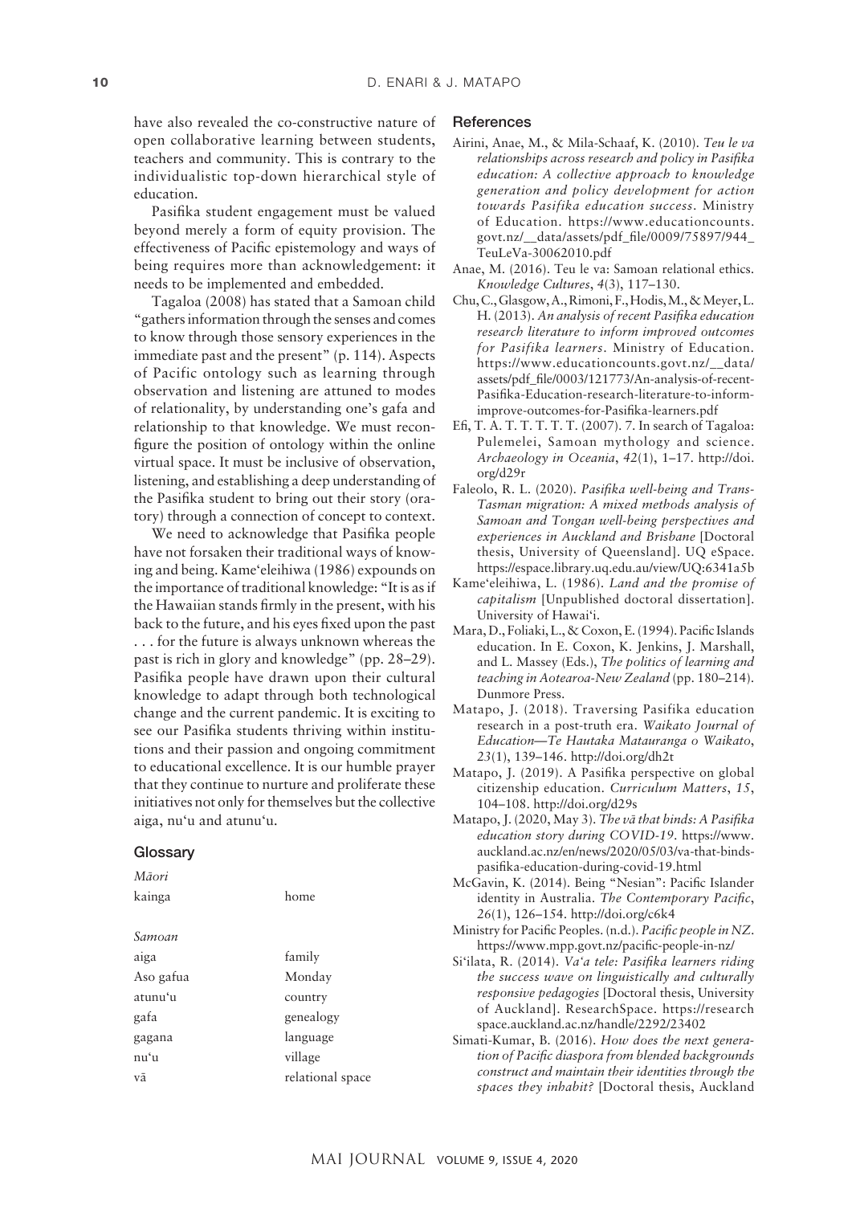have also revealed the co-constructive nature of open collaborative learning between students, teachers and community. This is contrary to the individualistic top-down hierarchical style of education.

Pasifika student engagement must be valued beyond merely a form of equity provision. The effectiveness of Pacific epistemology and ways of being requires more than acknowledgement: it needs to be implemented and embedded.

Tagaloa (2008) has stated that a Samoan child "gathers information through the senses and comes to know through those sensory experiences in the immediate past and the present" (p. 114). Aspects of Pacific ontology such as learning through observation and listening are attuned to modes of relationality, by understanding one's gafa and relationship to that knowledge. We must reconfigure the position of ontology within the online virtual space. It must be inclusive of observation, listening, and establishing a deep understanding of the Pasifika student to bring out their story (oratory) through a connection of concept to context.

We need to acknowledge that Pasifika people have not forsaken their traditional ways of knowing and being. Kame'eleihiwa (1986) expounds on the importance of traditional knowledge: "It is as if the Hawaiian stands firmly in the present, with his back to the future, and his eyes fixed upon the past . . . for the future is always unknown whereas the past is rich in glory and knowledge" (pp. 28–29). Pasifika people have drawn upon their cultural knowledge to adapt through both technological change and the current pandemic. It is exciting to see our Pasifika students thriving within institutions and their passion and ongoing commitment to educational excellence. It is our humble prayer that they continue to nurture and proliferate these initiatives not only for themselves but the collective aiga, nu'u and atunu'u.

## Glossary

*Māori*

| | |
|---|---|
| kainga | home |

*Samoan*

| | |
|---|---|
| aiga | family |
| Aso gafua | Monday |
| atunu'u | country |
| gafa | genealogy |
| gagana | language |
| nu'u | village |
| vā | relational space |

## References

Airini, Anae, M., & Mila-Schaaf, K. (2010). *Teu le va relationships across research and policy in Pasifika education: A collective approach to knowledge generation and policy development for action towards Pasifika education success.* Ministry of Education. https://www.educationcounts.govt.nz/__data/assets/pdf_file/0009/75897/944_TeuLeVa-30062010.pdf

Anae, M. (2016). Teu le va: Samoan relational ethics. *Knowledge Cultures*, *4*(3), 117–130.

Chu, C., Glasgow, A., Rimoni, F., Hodis, M., & Meyer, L. H. (2013). *An analysis of recent Pasifika education research literature to inform improved outcomes for Pasifika learners.* Ministry of Education. https://www.educationcounts.govt.nz/__data/assets/pdf_file/0003/121773/An-analysis-of-recent-Pasifika-Education-research-literature-to-inform-improve-outcomes-for-Pasifika-learners.pdf

Efi, T. A. T. T. T. T. T. (2007). 7. In search of Tagaloa: Pulemelei, Samoan mythology and science. *Archaeology in Oceania*, *42*(1), 1–17. http://doi.org/d29r

Faleolo, R. L. (2020). *Pasifika well-being and Trans-Tasman migration: A mixed methods analysis of Samoan and Tongan well-being perspectives and experiences in Auckland and Brisbane* [Doctoral thesis, University of Queensland]. UQ eSpace. https://espace.library.uq.edu.au/view/UQ:6341a5b

Kame'eleihiwa, L. (1986). *Land and the promise of capitalism* [Unpublished doctoral dissertation]. University of Hawai'i.

Mara, D., Foliaki, L., & Coxon, E. (1994). Pacific Islands education. In E. Coxon, K. Jenkins, J. Marshall, and L. Massey (Eds.), *The politics of learning and teaching in Aotearoa-New Zealand* (pp. 180–214). Dunmore Press.

Matapo, J. (2018). Traversing Pasifika education research in a post-truth era. *Waikato Journal of Education—Te Hautaka Matauranga o Waikato*, *23*(1), 139–146. http://doi.org/dh2t

Matapo, J. (2019). A Pasifika perspective on global citizenship education. *Curriculum Matters*, *15*, 104–108. http://doi.org/d29s

Matapo, J. (2020, May 3). *The vā that binds: A Pasifika education story during COVID-19.* https://www.auckland.ac.nz/en/news/2020/05/03/va-that-binds-pasifika-education-during-covid-19.html

McGavin, K. (2014). Being "Nesian": Pacific Islander identity in Australia. *The Contemporary Pacific*, *26*(1), 126–154. http://doi.org/c6k4

Ministry for Pacific Peoples. (n.d.). *Pacific people in NZ.* https://www.mpp.govt.nz/pacific-people-in-nz/

Si'ilata, R. (2014). *Va'a tele: Pasifika learners riding the success wave on linguistically and culturally responsive pedagogies* [Doctoral thesis, University of Auckland]. ResearchSpace. https://researchspace.auckland.ac.nz/handle/2292/23402

Simati-Kumar, B. (2016). *How does the next generation of Pacific diaspora from blended backgrounds construct and maintain their identities through the spaces they inhabit?* [Doctoral thesis, Auckland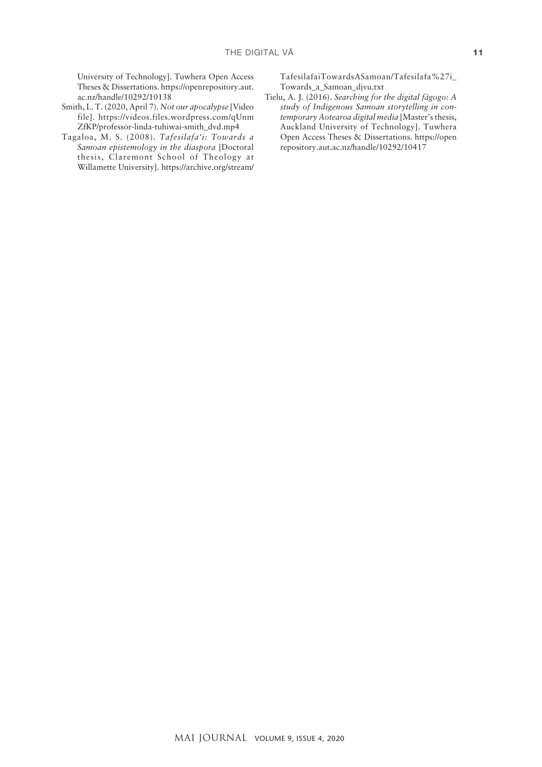University of Technology]. Tuwhera Open Access Theses & Dissertations. https://openrepository.aut.ac.nz/handle/10292/10138

Smith, L. T. (2020, April 7). *Not our apocalypse* [Video file]. https://videos.files.wordpress.com/qUnmZfKP/professor-linda-tuhiwai-smith_dvd.mp4

Tagaloa, M. S. (2008). *Tafesilafa'i: Towards a Samoan epistemology in the diaspora* [Doctoral thesis, Claremont School of Theology at Willamette University]. https://archive.org/stream/TafesilafaiTowardsASamoan/Tafesilafa%27i_Towards_a_Samoan_djvu.txt

Tielu, A. J. (2016). *Searching for the digital fāgogo: A study of Indigenous Samoan storytelling in contemporary Aotearoa digital media* [Master's thesis, Auckland University of Technology]. Tuwhera Open Access Theses & Dissertations. https://openrepository.aut.ac.nz/handle/10292/10417